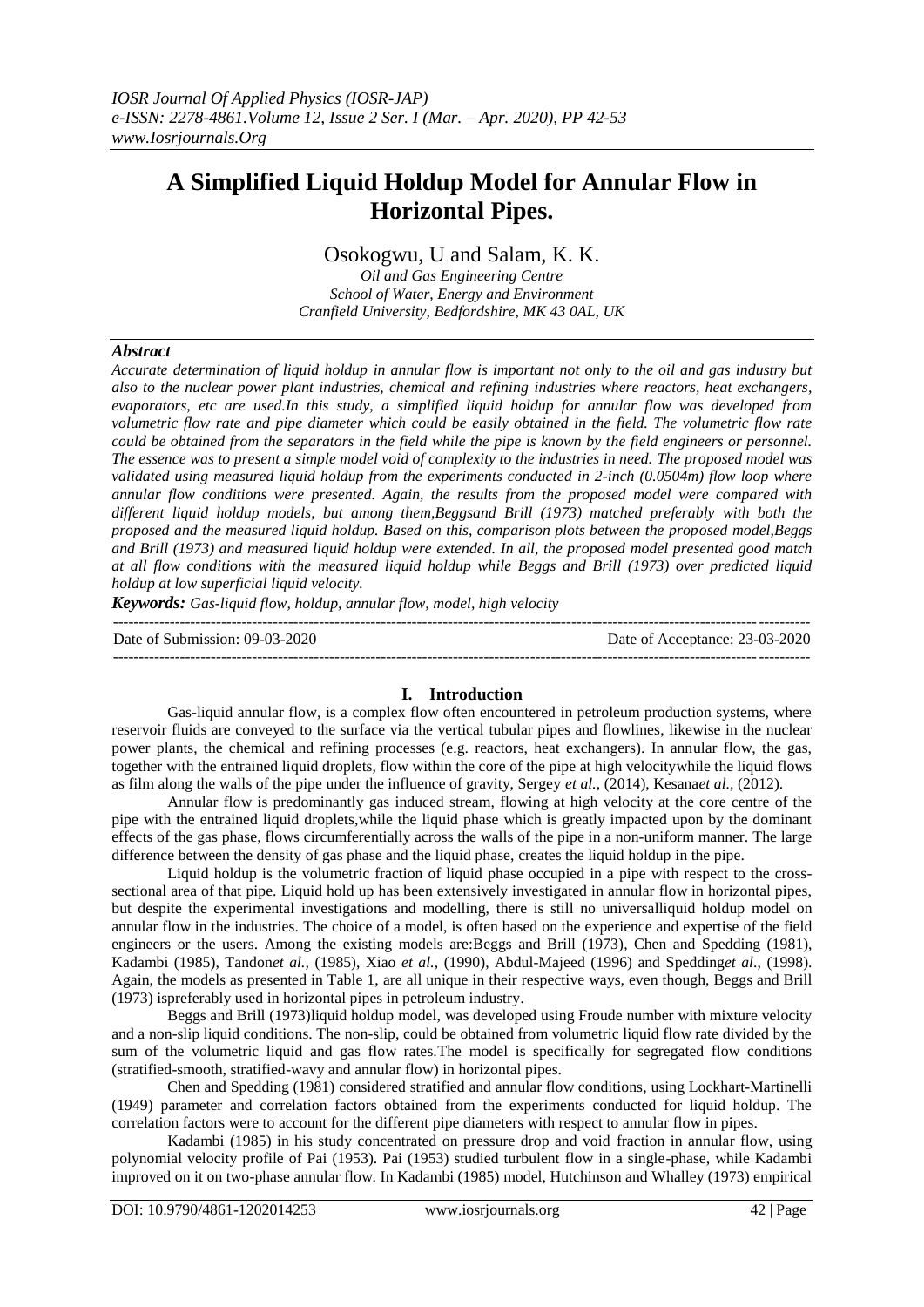# A Simplified Liquid Holdup Model for Annular Flow in Horizontal Pipes.

Osokogwu, U and Salam, K. K.

*Oil and Gas Engineering Centre*
*School of Water, Energy and Environment*
*Cranfield University, Bedfordshire, MK 43 0AL, UK*

## *Abstract*

*Accurate determination of liquid holdup in annular flow is important not only to the oil and gas industry but also to the nuclear power plant industries, chemical and refining industries where reactors, heat exchangers, evaporators, etc are used.In this study, a simplified liquid holdup for annular flow was developed from volumetric flow rate and pipe diameter which could be easily obtained in the field. The volumetric flow rate could be obtained from the separators in the field while the pipe is known by the field engineers or personnel. The essence was to present a simple model void of complexity to the industries in need. The proposed model was validated using measured liquid holdup from the experiments conducted in 2-inch (0.0504m) flow loop where annular flow conditions were presented. Again, the results from the proposed model were compared with different liquid holdup models, but among them,Beggsand Brill (1973) matched preferably with both the proposed and the measured liquid holdup. Based on this, comparison plots between the proposed model,Beggs and Brill (1973) and measured liquid holdup were extended. In all, the proposed model presented good match at all flow conditions with the measured liquid holdup while Beggs and Brill (1973) over predicted liquid holdup at low superficial liquid velocity.*

***Keywords:*** *Gas-liquid flow, holdup, annular flow, model, high velocity*

---

Date of Submission: 09-03-2020 | Date of Acceptance: 23-03-2020

---

## I. Introduction

Gas-liquid annular flow, is a complex flow often encountered in petroleum production systems, where reservoir fluids are conveyed to the surface via the vertical tubular pipes and flowlines, likewise in the nuclear power plants, the chemical and refining processes (e.g. reactors, heat exchangers). In annular flow, the gas, together with the entrained liquid droplets, flow within the core of the pipe at high velocitywhile the liquid flows as film along the walls of the pipe under the influence of gravity, Sergey *et al.,* (2014), Kesana*et al.,* (2012).

Annular flow is predominantly gas induced stream, flowing at high velocity at the core centre of the pipe with the entrained liquid droplets,while the liquid phase which is greatly impacted upon by the dominant effects of the gas phase, flows circumferentially across the walls of the pipe in a non-uniform manner. The large difference between the density of gas phase and the liquid phase, creates the liquid holdup in the pipe.

Liquid holdup is the volumetric fraction of liquid phase occupied in a pipe with respect to the cross-sectional area of that pipe. Liquid hold up has been extensively investigated in annular flow in horizontal pipes, but despite the experimental investigations and modelling, there is still no universalliquid holdup model on annular flow in the industries. The choice of a model, is often based on the experience and expertise of the field engineers or the users. Among the existing models are:Beggs and Brill (1973), Chen and Spedding (1981), Kadambi (1985), Tandon*et al.,* (1985), Xiao *et al.,* (1990), Abdul-Majeed (1996) and Spedding*et al*., (1998). Again, the models as presented in Table 1, are all unique in their respective ways, even though, Beggs and Brill (1973) ispreferably used in horizontal pipes in petroleum industry.

Beggs and Brill (1973)liquid holdup model, was developed using Froude number with mixture velocity and a non-slip liquid conditions. The non-slip, could be obtained from volumetric liquid flow rate divided by the sum of the volumetric liquid and gas flow rates.The model is specifically for segregated flow conditions (stratified-smooth, stratified-wavy and annular flow) in horizontal pipes.

Chen and Spedding (1981) considered stratified and annular flow conditions, using Lockhart-Martinelli (1949) parameter and correlation factors obtained from the experiments conducted for liquid holdup. The correlation factors were to account for the different pipe diameters with respect to annular flow in pipes.

Kadambi (1985) in his study concentrated on pressure drop and void fraction in annular flow, using polynomial velocity profile of Pai (1953). Pai (1953) studied turbulent flow in a single-phase, while Kadambi improved on it on two-phase annular flow. In Kadambi (1985) model, Hutchinson and Whalley (1973) empirical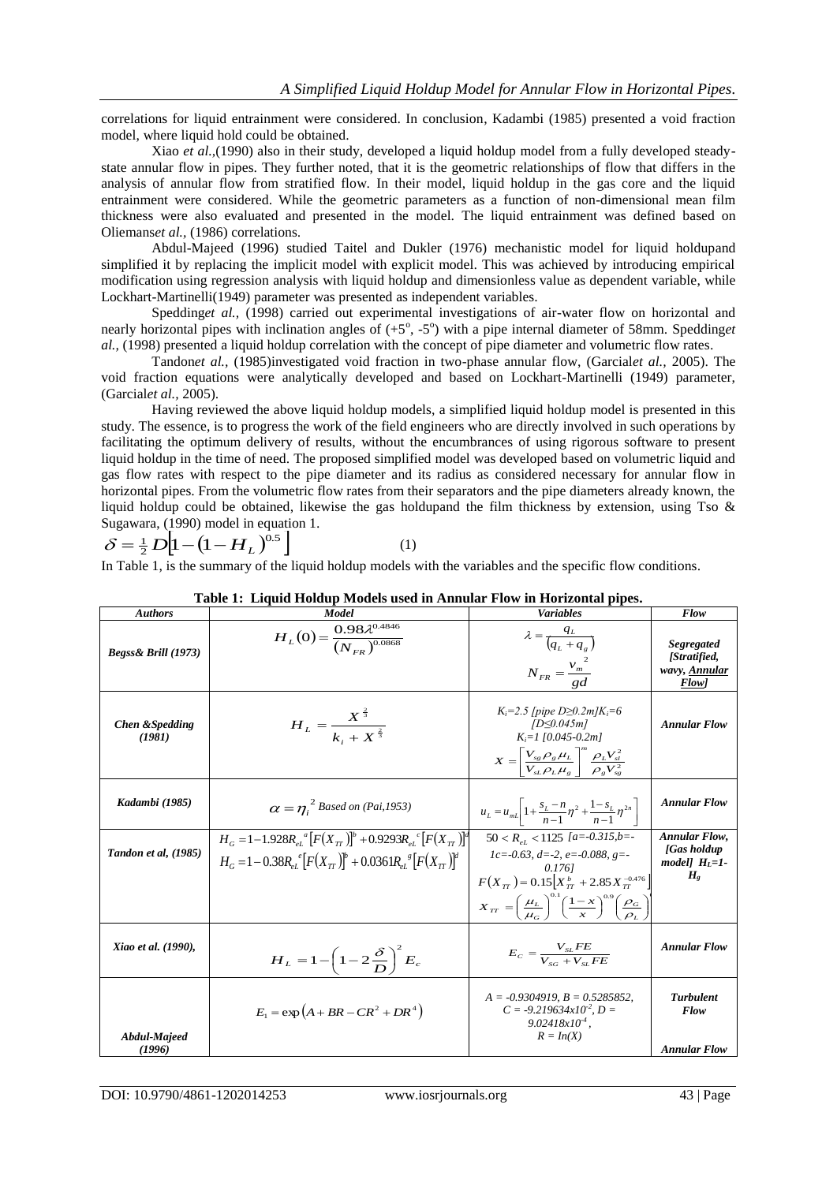correlations for liquid entrainment were considered. In conclusion, Kadambi (1985) presented a void fraction model, where liquid hold could be obtained.

Xiao *et al.*,(1990) also in their study, developed a liquid holdup model from a fully developed steady-state annular flow in pipes. They further noted, that it is the geometric relationships of flow that differs in the analysis of annular flow from stratified flow. In their model, liquid holdup in the gas core and the liquid entrainment were considered. While the geometric parameters as a function of non-dimensional mean film thickness were also evaluated and presented in the model. The liquid entrainment was defined based on Oliemans*et al.*, (1986) correlations.

Abdul-Majeed (1996) studied Taitel and Dukler (1976) mechanistic model for liquid holdupand simplified it by replacing the implicit model with explicit model. This was achieved by introducing empirical modification using regression analysis with liquid holdup and dimensionless value as dependent variable, while Lockhart-Martinelli(1949) parameter was presented as independent variables.

Spedding*et al.,* (1998) carried out experimental investigations of air-water flow on horizontal and nearly horizontal pipes with inclination angles of ($+5^o$, $-5^o$) with a pipe internal diameter of 58mm. Spedding*et al.*, (1998) presented a liquid holdup correlation with the concept of pipe diameter and volumetric flow rates.

Tandon*et al.*, (1985)investigated void fraction in two-phase annular flow, (Garcia*let al.*, 2005). The void fraction equations were analytically developed and based on Lockhart-Martinelli (1949) parameter, (Garcia*let al.*, 2005).

Having reviewed the above liquid holdup models, a simplified liquid holdup model is presented in this study. The essence, is to progress the work of the field engineers who are directly involved in such operations by facilitating the optimum delivery of results, without the encumbrances of using rigorous software to present liquid holdup in the time of need. The proposed simplified model was developed based on volumetric liquid and gas flow rates with respect to the pipe diameter and its radius as considered necessary for annular flow in horizontal pipes. From the volumetric flow rates from their separators and the pipe diameters already known, the liquid holdup could be obtained, likewise the gas holdupand the film thickness by extension, using Tso & Sugawara, (1990) model in equation 1.

$$\delta = \tfrac{1}{2} D\left[1-\left(1-H_L\right)^{0.5}\right] \qquad (1)$$

In Table 1, is the summary of the liquid holdup models with the variables and the specific flow conditions.

**Table 1: Liquid Holdup Models used in Annular Flow in Horizontal pipes.**

| *Authors* | *Model* | *Variables* | *Flow* |
|---|---|---|---|
| *Begss& Brill (1973)* | $H_L(0)=\dfrac{0.98\lambda^{0.4846}}{(N_{FR})^{0.0868}}$ | $\lambda=\dfrac{q_L}{(q_L+q_g)}$ <br> $N_{FR}=\dfrac{v_m^{\ 2}}{gd}$ | *Segregated [Stratified, wavy, Annular Flow]* |
| *Chen &Spedding (1981)* | $H_L=\dfrac{X^{\frac{2}{3}}}{k_i+X^{\frac{2}{3}}}$ | $K_i$=2.5 [pipe D≥0.2m] $K_i$=6 [D≤0.045m] <br> $K_i$=1 [0.045-0.2m] <br> $X=\left[\dfrac{V_{sg}\rho_g\mu_L}{V_{sL}\rho_L\mu_g}\right]^m\dfrac{\rho_L V_{sl}^2}{\rho_g V_{sg}^2}$ | *Annular Flow* |
| *Kadambi (1985)* | $\alpha=\eta_i^{\ 2}$ *Based on (Pai,1953)* | $u_L=u_{mL}\left[1+\dfrac{s_L-n}{n-1}\eta^2+\dfrac{1-s_L}{n-1}\eta^{2n}\right]$ | *Annular Flow* |
| *Tandon et al, (1985)* | $H_G=1-1.928R_{eL}^{\ a}\left[F(X_{TT})\right]^b+0.9293R_{eL}^{\ c}\left[F(X_{TT})\right]^d$ <br> $H_G=1-0.38R_{eL}^{\ e}\left[F(X_{TT})\right]^b+0.0361R_{eL}^{\ g}\left[F(X_{TT})\right]^d$ | $50<R_{eL}<1125$ [a=-0.315,b=-1c=-0.63, d=-2, e=-0.088, g=-0.176] <br> $F(X_{TT})=0.15\left[X_{TT}^{\ b}+2.85X_{TT}^{-0.476}\right]$ <br> $X_{TT}=\left(\dfrac{\mu_L}{\mu_G}\right)^{0.1}\left(\dfrac{1-x}{x}\right)^{0.9}\left(\dfrac{\rho_G}{\rho_L}\right)$ | *Annular Flow, [Gas holdup model] $H_L$=1-$H_g$* |
| *Xiao et al. (1990),* | $H_L=1-\left(1-2\dfrac{\delta}{D}\right)^2E_c$ | $E_c=\dfrac{V_{SL}FE}{V_{SG}+V_{SL}FE}$ | *Annular Flow* |
| *Abdul-Majeed (1996)* | $E_1=\exp\left(A+BR-CR^2+DR^4\right)$ | $A$ = -0.9304919, $B$ = 0.5285852, $C$ = -9.219634x10$^{-2}$, $D$ = 9.02418x10$^{-4}$, $R$ = In(X) | *Turbulent Flow* <br> *Annular Flow* |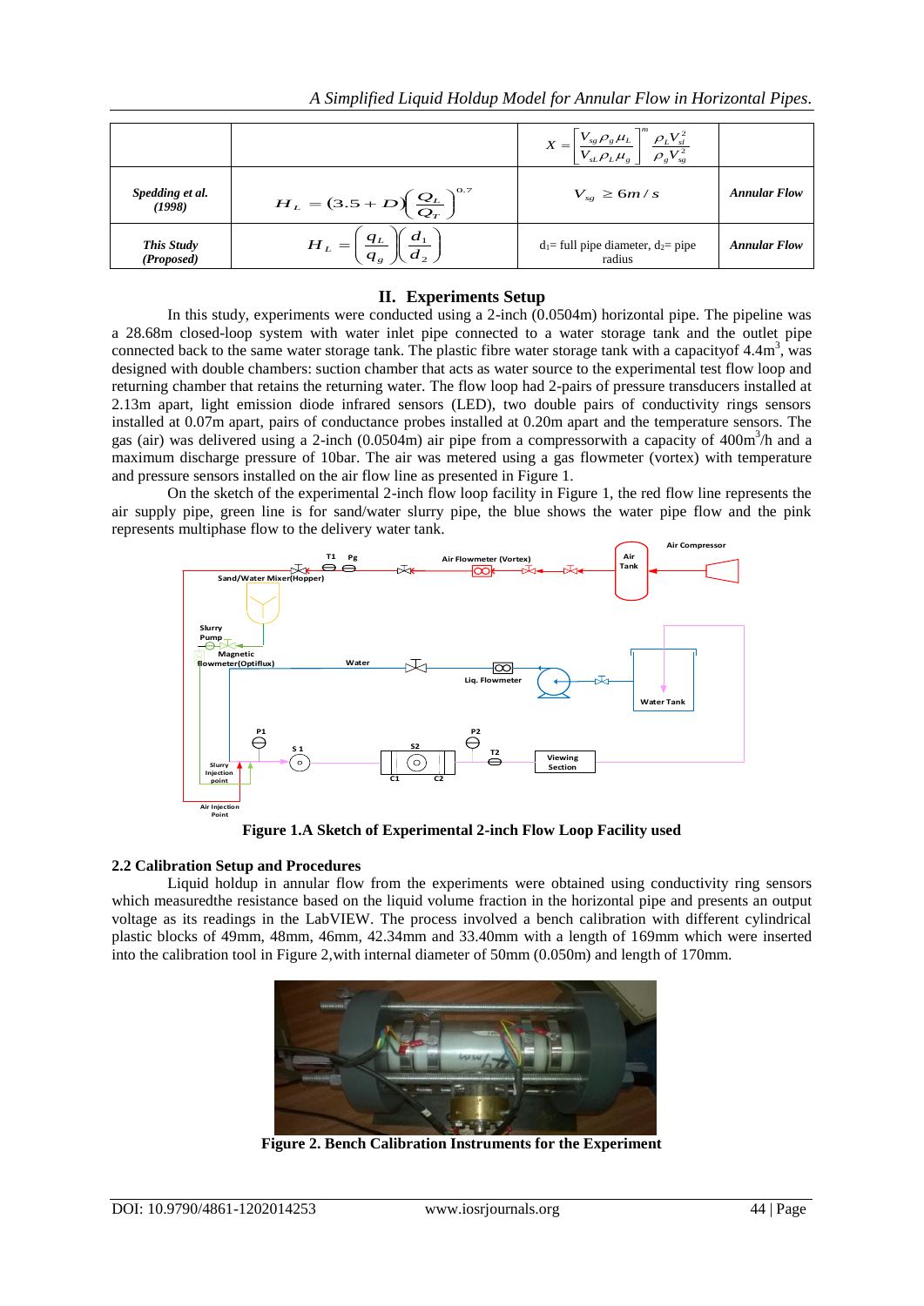| | | $X = \left[\frac{V_{sg}\rho_g\mu_L}{V_{sL}\rho_L\mu_g}\right]^m \frac{\rho_L V_{sl}^2}{\rho_g V_{sg}^2}$ | |
|---|---|---|---|
| ***Spedding et al. (1998)*** | $H_L = (3.5 + D)\left(\frac{Q_L}{Q_T}\right)^{0.7}$ | $V_{sg} \geq 6m/s$ | ***Annular Flow*** |
| ***This Study (Proposed)*** | $H_L = \left(\frac{q_L}{q_g}\right)\left(\frac{d_1}{d_2}\right)$ | $d_1$= full pipe diameter, $d_2$= pipe radius | ***Annular Flow*** |

## II. Experiments Setup

In this study, experiments were conducted using a 2-inch (0.0504m) horizontal pipe. The pipeline was a 28.68m closed-loop system with water inlet pipe connected to a water storage tank and the outlet pipe connected back to the same water storage tank. The plastic fibre water storage tank with a capacityof 4.4m$^3$, was designed with double chambers: suction chamber that acts as water source to the experimental test flow loop and returning chamber that retains the returning water. The flow loop had 2-pairs of pressure transducers installed at 2.13m apart, light emission diode infrared sensors (LED), two double pairs of conductivity rings sensors installed at 0.07m apart, pairs of conductance probes installed at 0.20m apart and the temperature sensors. The gas (air) was delivered using a 2-inch (0.0504m) air pipe from a compressorwith a capacity of 400m$^3$/h and a maximum discharge pressure of 10bar. The air was metered using a gas flowmeter (vortex) with temperature and pressure sensors installed on the air flow line as presented in Figure 1.

On the sketch of the experimental 2-inch flow loop facility in Figure 1, the red flow line represents the air supply pipe, green line is for sand/water slurry pipe, the blue shows the water pipe flow and the pink represents multiphase flow to the delivery water tank.

**Figure 1.A Sketch of Experimental 2-inch Flow Loop Facility used**

### 2.2 Calibration Setup and Procedures

Liquid holdup in annular flow from the experiments were obtained using conductivity ring sensors which measuredthe resistance based on the liquid volume fraction in the horizontal pipe and presents an output voltage as its readings in the LabVIEW. The process involved a bench calibration with different cylindrical plastic blocks of 49mm, 48mm, 46mm, 42.34mm and 33.40mm with a length of 169mm which were inserted into the calibration tool in Figure 2,with internal diameter of 50mm (0.050m) and length of 170mm.

**Figure 2. Bench Calibration Instruments for the Experiment**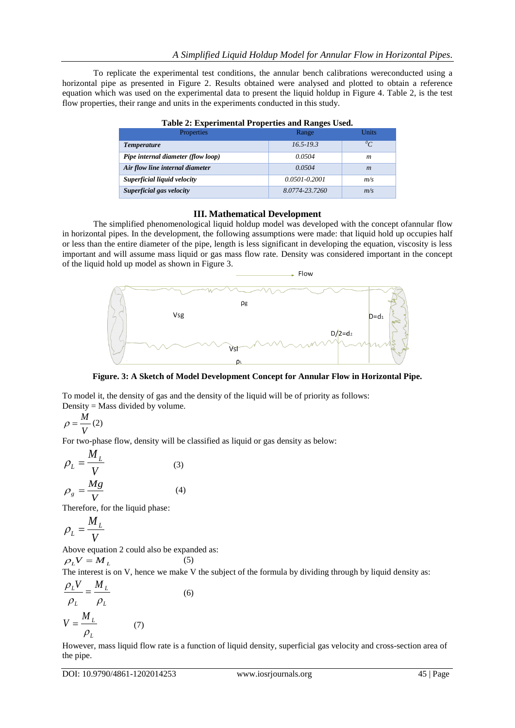To replicate the experimental test conditions, the annular bench calibrations wereconducted using a horizontal pipe as presented in Figure 2. Results obtained were analysed and plotted to obtain a reference equation which was used on the experimental data to present the liquid holdup in Figure 4. Table 2, is the test flow properties, their range and units in the experiments conducted in this study.

**Table 2: Experimental Properties and Ranges Used.**

| Properties | Range | Units |
|---|---|---|
| ***Temperature*** | *16.5-19.3* | $^{0}C$ |
| ***Pipe internal diameter (flow loop)*** | *0.0504* | *m* |
| ***Air flow line internal diameter*** | *0.0504* | *m* |
| ***Superficial liquid velocity*** | *0.0501-0.2001* | *m/s* |
| ***Superficial gas velocity*** | *8.0774-23.7260* | *m/s* |

## III. Mathematical Development

The simplified phenomenological liquid holdup model was developed with the concept ofannular flow in horizontal pipes. In the development, the following assumptions were made: that liquid hold up occupies half or less than the entire diameter of the pipe, length is less significant in developing the equation, viscosity is less important and will assume mass liquid or gas mass flow rate. Density was considered important in the concept of the liquid hold up model as shown in Figure 3.

**Figure. 3: A Sketch of Model Development Concept for Annular Flow in Horizontal Pipe.**

To model it, the density of gas and the density of the liquid will be of priority as follows:
Density = Mass divided by volume.

$$\rho = \frac{M}{V} \quad (2)$$

For two-phase flow, density will be classified as liquid or gas density as below:

$$\rho_L = \frac{M_L}{V} \quad (3)$$

$$\rho_g = \frac{Mg}{V} \quad (4)$$

Therefore, for the liquid phase:

$$\rho_L = \frac{M_L}{V}$$

Above equation 2 could also be expanded as:

$$\rho_L V = M_L \quad (5)$$

The interest is on V, hence we make V the subject of the formula by dividing through by liquid density as:

$$\frac{\rho_L V}{\rho_L} = \frac{M_L}{\rho_L} \quad (6)$$

$$V = \frac{M_L}{\rho_L} \quad (7)$$

However, mass liquid flow rate is a function of liquid density, superficial gas velocity and cross-section area of the pipe.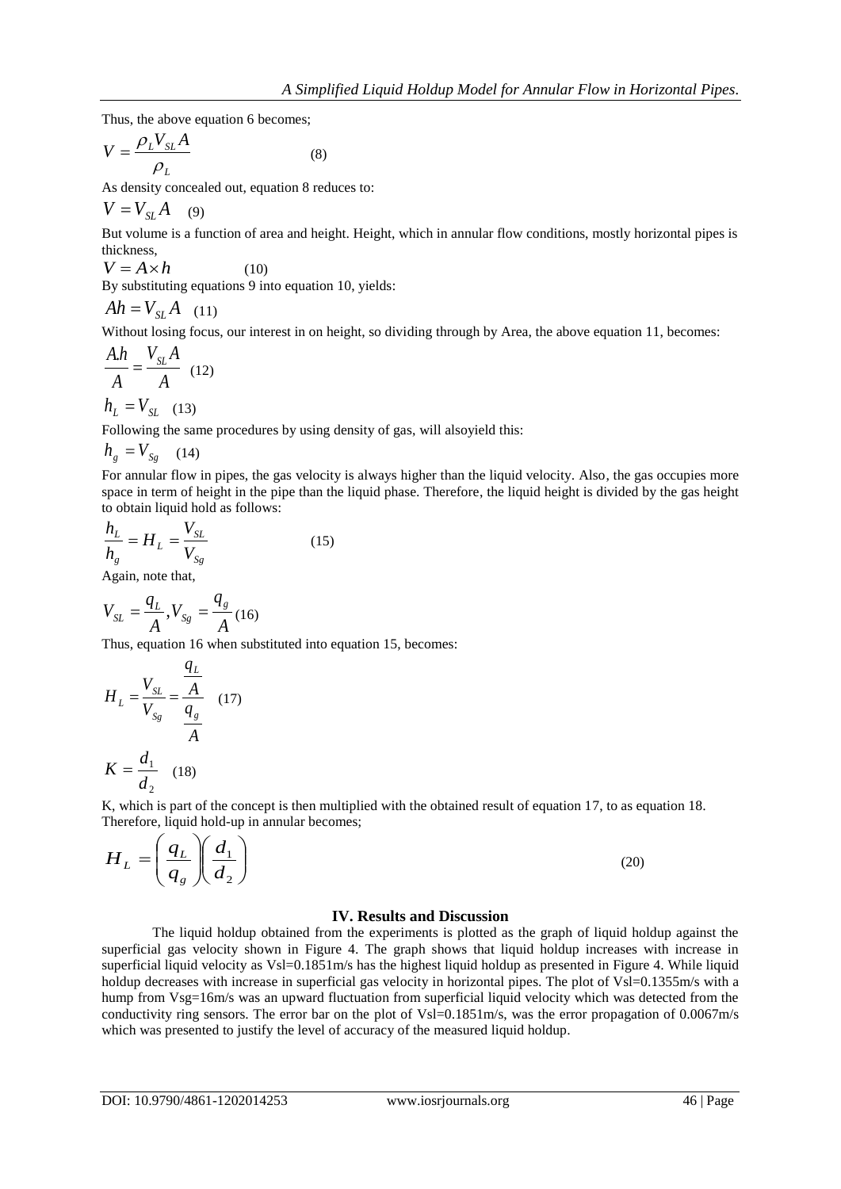Thus, the above equation 6 becomes;

$$V = \frac{\rho_L V_{SL} A}{\rho_L} \quad (8)$$

As density concealed out, equation 8 reduces to:

$$V = V_{SL} A \quad (9)$$

But volume is a function of area and height. Height, which in annular flow conditions, mostly horizontal pipes is thickness,

$$V = A \times h \quad (10)$$

By substituting equations 9 into equation 10, yields:

$$Ah = V_{SL} A \quad (11)$$

Without losing focus, our interest in on height, so dividing through by Area, the above equation 11, becomes:

$$\frac{A.h}{A} = \frac{V_{SL} A}{A} \quad (12)$$

$$h_L = V_{SL} \quad (13)$$

Following the same procedures by using density of gas, will alsoyield this:

$$h_g = V_{Sg} \quad (14)$$

For annular flow in pipes, the gas velocity is always higher than the liquid velocity. Also, the gas occupies more space in term of height in the pipe than the liquid phase. Therefore, the liquid height is divided by the gas height to obtain liquid hold as follows:

$$\frac{h_L}{h_g} = H_L = \frac{V_{SL}}{V_{Sg}} \quad (15)$$

Again, note that,

$$V_{SL} = \frac{q_L}{A}, V_{Sg} = \frac{q_g}{A} \quad (16)$$

Thus, equation 16 when substituted into equation 15, becomes:

$$H_L = \frac{V_{SL}}{V_{Sg}} = \frac{\frac{q_L}{A}}{\frac{q_g}{A}} \quad (17)$$

$$K = \frac{d_1}{d_2} \quad (18)$$

K, which is part of the concept is then multiplied with the obtained result of equation 17, to as equation 18. Therefore, liquid hold-up in annular becomes;

$$H_L = \left(\frac{q_L}{q_g}\right)\left(\frac{d_1}{d_2}\right) \quad (20)$$

## IV. Results and Discussion

The liquid holdup obtained from the experiments is plotted as the graph of liquid holdup against the superficial gas velocity shown in Figure 4. The graph shows that liquid holdup increases with increase in superficial liquid velocity as Vsl=0.1851m/s has the highest liquid holdup as presented in Figure 4. While liquid holdup decreases with increase in superficial gas velocity in horizontal pipes. The plot of Vsl=0.1355m/s with a hump from Vsg=16m/s was an upward fluctuation from superficial liquid velocity which was detected from the conductivity ring sensors. The error bar on the plot of Vsl=0.1851m/s, was the error propagation of 0.0067m/s which was presented to justify the level of accuracy of the measured liquid holdup.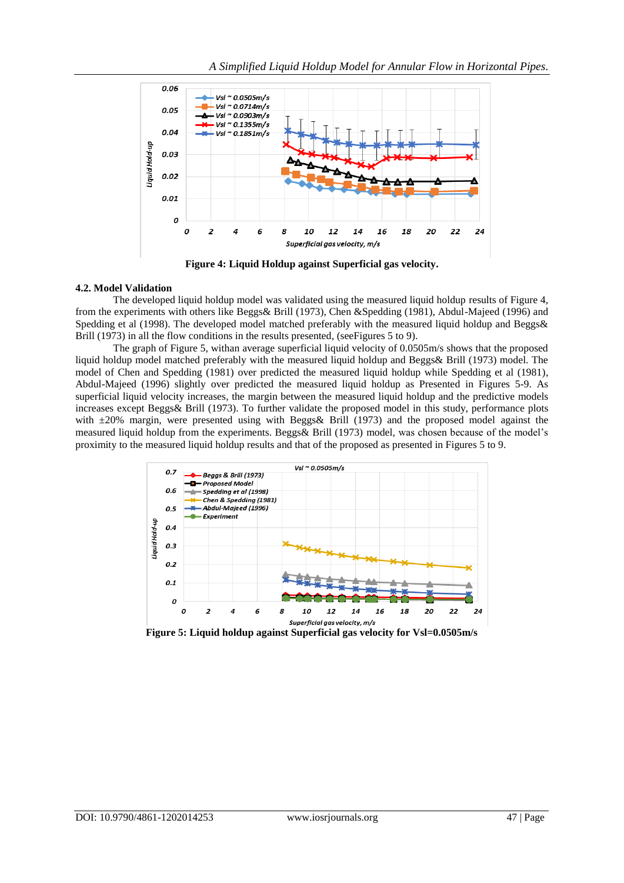Figure 4: Liquid Holdup against Superficial gas velocity.

### 4.2. Model Validation

The developed liquid holdup model was validated using the measured liquid holdup results of Figure 4, from the experiments with others like Beggs& Brill (1973), Chen &Spedding (1981), Abdul-Majeed (1996) and Spedding et al (1998). The developed model matched preferably with the measured liquid holdup and Beggs& Brill (1973) in all the flow conditions in the results presented, (seeFigures 5 to 9).

The graph of Figure 5, withan average superficial liquid velocity of 0.0505m/s shows that the proposed liquid holdup model matched preferably with the measured liquid holdup and Beggs& Brill (1973) model. The model of Chen and Spedding (1981) over predicted the measured liquid holdup while Spedding et al (1981), Abdul-Majeed (1996) slightly over predicted the measured liquid holdup as Presented in Figures 5-9. As superficial liquid velocity increases, the margin between the measured liquid holdup and the predictive models increases except Beggs& Brill (1973). To further validate the proposed model in this study, performance plots with ±20% margin, were presented using with Beggs& Brill (1973) and the proposed model against the measured liquid holdup from the experiments. Beggs& Brill (1973) model, was chosen because of the model's proximity to the measured liquid holdup results and that of the proposed as presented in Figures 5 to 9.

Figure 5: Liquid holdup against Superficial gas velocity for Vsl=0.0505m/s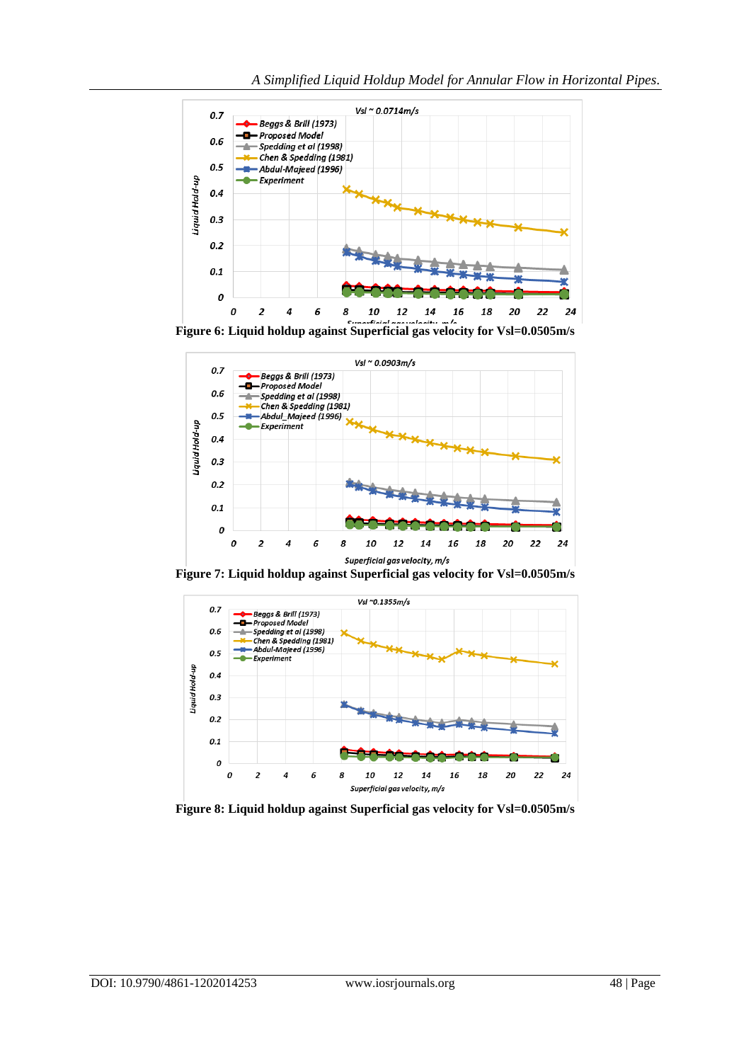Figure 6: Liquid holdup against Superficial gas velocity for Vsl=0.0505m/s

Figure 7: Liquid holdup against Superficial gas velocity for Vsl=0.0505m/s

Figure 8: Liquid holdup against Superficial gas velocity for Vsl=0.0505m/s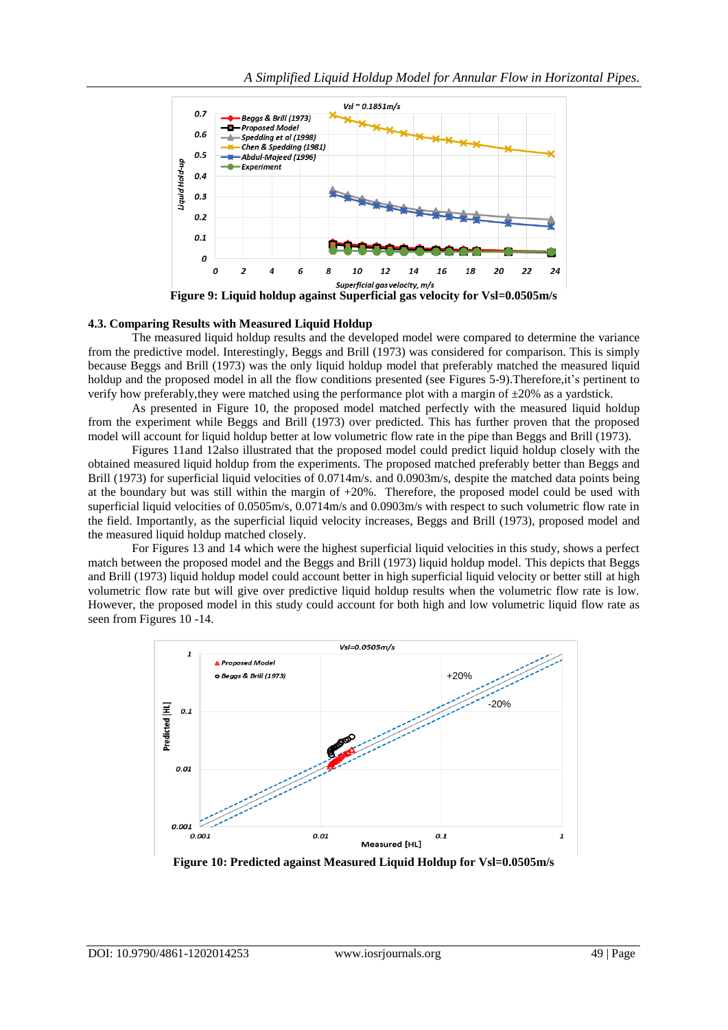Figure 9: Liquid holdup against Superficial gas velocity for Vsl=0.0505m/s

### 4.3. Comparing Results with Measured Liquid Holdup

The measured liquid holdup results and the developed model were compared to determine the variance from the predictive model. Interestingly, Beggs and Brill (1973) was considered for comparison. This is simply because Beggs and Brill (1973) was the only liquid holdup model that preferably matched the measured liquid holdup and the proposed model in all the flow conditions presented (see Figures 5-9).Therefore,it's pertinent to verify how preferably,they were matched using the performance plot with a margin of ±20% as a yardstick.

As presented in Figure 10, the proposed model matched perfectly with the measured liquid holdup from the experiment while Beggs and Brill (1973) over predicted. This has further proven that the proposed model will account for liquid holdup better at low volumetric flow rate in the pipe than Beggs and Brill (1973).

Figures 11and 12also illustrated that the proposed model could predict liquid holdup closely with the obtained measured liquid holdup from the experiments. The proposed matched preferably better than Beggs and Brill (1973) for superficial liquid velocities of 0.0714m/s. and 0.0903m/s, despite the matched data points being at the boundary but was still within the margin of +20%. Therefore, the proposed model could be used with superficial liquid velocities of 0.0505m/s, 0.0714m/s and 0.0903m/s with respect to such volumetric flow rate in the field. Importantly, as the superficial liquid velocity increases, Beggs and Brill (1973), proposed model and the measured liquid holdup matched closely.

For Figures 13 and 14 which were the highest superficial liquid velocities in this study, shows a perfect match between the proposed model and the Beggs and Brill (1973) liquid holdup model. This depicts that Beggs and Brill (1973) liquid holdup model could account better in high superficial liquid velocity or better still at high volumetric flow rate but will give over predictive liquid holdup results when the volumetric flow rate is low. However, the proposed model in this study could account for both high and low volumetric liquid flow rate as seen from Figures 10 -14.

Figure 10: Predicted against Measured Liquid Holdup for Vsl=0.0505m/s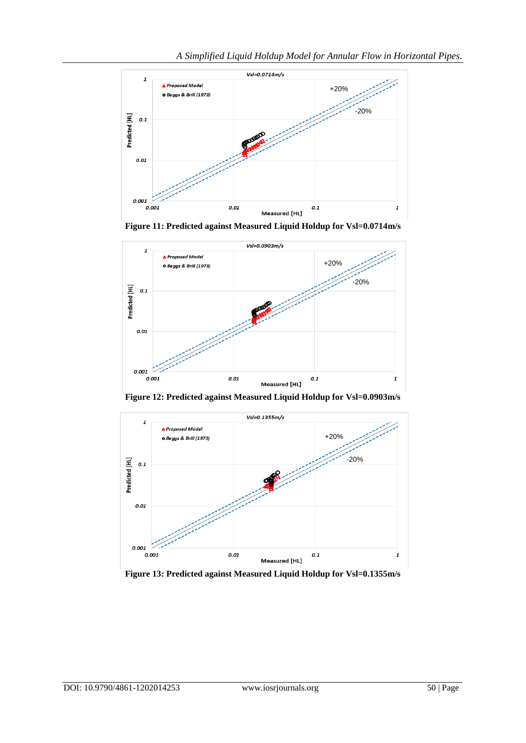**Figure 11: Predicted against Measured Liquid Holdup for Vsl=0.0714m/s**

**Figure 12: Predicted against Measured Liquid Holdup for Vsl=0.0903m/s**

**Figure 13: Predicted against Measured Liquid Holdup for Vsl=0.1355m/s**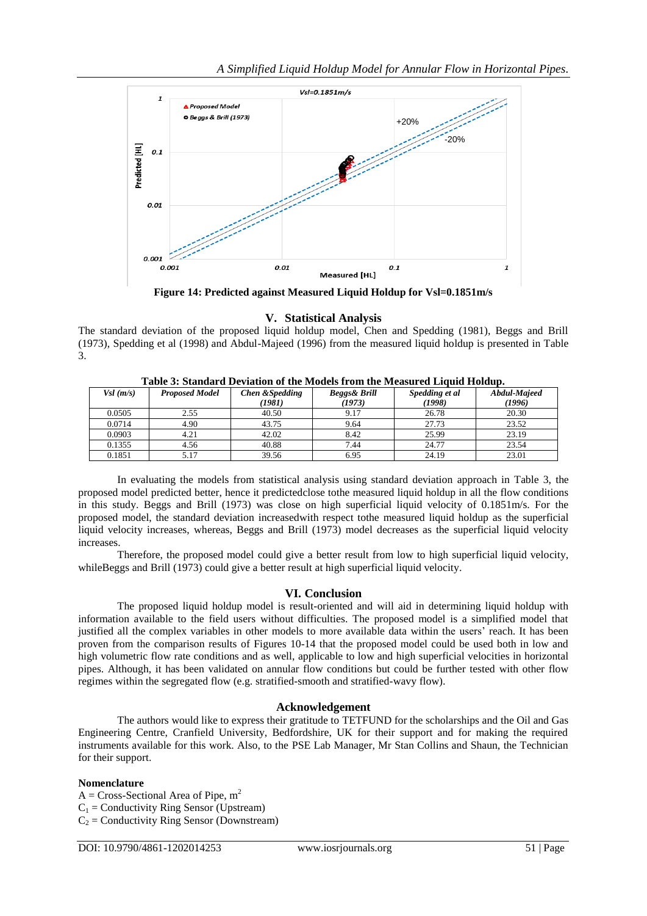**Figure 14: Predicted against Measured Liquid Holdup for Vsl=0.1851m/s**

## V. Statistical Analysis

The standard deviation of the proposed liquid holdup model, Chen and Spedding (1981), Beggs and Brill (1973), Spedding et al (1998) and Abdul-Majeed (1996) from the measured liquid holdup is presented in Table 3.

**Table 3: Standard Deviation of the Models from the Measured Liquid Holdup.**

| *Vsl (m/s)* | *Proposed Model* | *Chen &Spedding (1981)* | *Beggs& Brill (1973)* | *Spedding et al (1998)* | *Abdul-Majeed (1996)* |
|---|---|---|---|---|---|
| 0.0505 | 2.55 | 40.50 | 9.17 | 26.78 | 20.30 |
| 0.0714 | 4.90 | 43.75 | 9.64 | 27.73 | 23.52 |
| 0.0903 | 4.21 | 42.02 | 8.42 | 25.99 | 23.19 |
| 0.1355 | 4.56 | 40.88 | 7.44 | 24.77 | 23.54 |
| 0.1851 | 5.17 | 39.56 | 6.95 | 24.19 | 23.01 |

In evaluating the models from statistical analysis using standard deviation approach in Table 3, the proposed model predicted better, hence it predictedclose tothe measured liquid holdup in all the flow conditions in this study. Beggs and Brill (1973) was close on high superficial liquid velocity of 0.1851m/s. For the proposed model, the standard deviation increasedwith respect tothe measured liquid holdup as the superficial liquid velocity increases, whereas, Beggs and Brill (1973) model decreases as the superficial liquid velocity increases.

Therefore, the proposed model could give a better result from low to high superficial liquid velocity, whileBeggs and Brill (1973) could give a better result at high superficial liquid velocity.

## VI. Conclusion

The proposed liquid holdup model is result-oriented and will aid in determining liquid holdup with information available to the field users without difficulties. The proposed model is a simplified model that justified all the complex variables in other models to more available data within the users' reach. It has been proven from the comparison results of Figures 10-14 that the proposed model could be used both in low and high volumetric flow rate conditions and as well, applicable to low and high superficial velocities in horizontal pipes. Although, it has been validated on annular flow conditions but could be further tested with other flow regimes within the segregated flow (e.g. stratified-smooth and stratified-wavy flow).

## Acknowledgement

The authors would like to express their gratitude to TETFUND for the scholarships and the Oil and Gas Engineering Centre, Cranfield University, Bedfordshire, UK for their support and for making the required instruments available for this work. Also, to the PSE Lab Manager, Mr Stan Collins and Shaun, the Technician for their support.

**Nomenclature**

A = Cross-Sectional Area of Pipe, $m^2$  
$C_1$ = Conductivity Ring Sensor (Upstream)  
$C_2$ = Conductivity Ring Sensor (Downstream)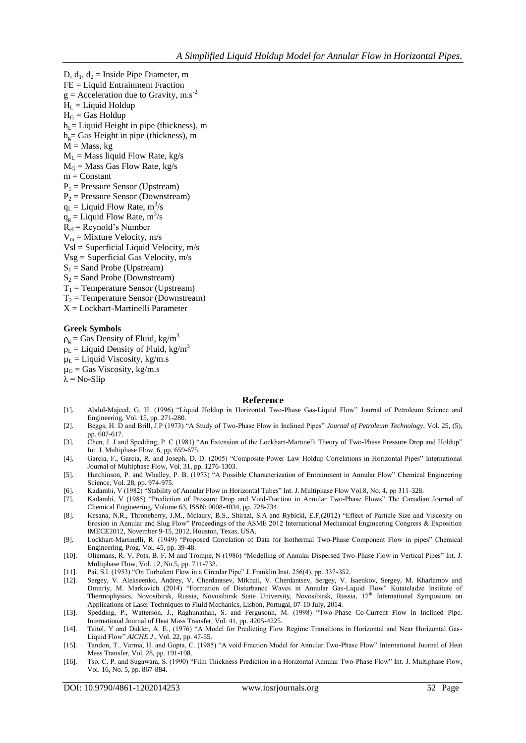$D$, $d_1$, $d_2$ = Inside Pipe Diameter, m
FE = Liquid Entrainment Fraction
$g$ = Acceleration due to Gravity, $m.s^{-2}$
$H_L$ = Liquid Holdup
$H_G$ = Gas Holdup
$h_L$= Liquid Height in pipe (thickness), m
$h_g$= Gas Height in pipe (thickness), m
$M$ = Mass, kg
$M_L$ = Mass liquid Flow Rate, kg/s
$M_G$ = Mass Gas Flow Rate, kg/s
$m$ = Constant
$P_1$ = Pressure Sensor (Upstream)
$P_2$ = Pressure Sensor (Downstream)
$q_L$ = Liquid Flow Rate, $m^3/s$
$q_g$ = Liquid Flow Rate, $m^3/s$
$R_{eL}$= Reynold's Number
$V_m$ = Mixture Velocity, m/s
Vsl = Superficial Liquid Velocity, m/s
Vsg = Superficial Gas Velocity, m/s
$S_1$ = Sand Probe (Upstream)
$S_2$ = Sand Probe (Downstream)
$T_1$ = Temperature Sensor (Upstream)
$T_2$ = Temperature Sensor (Downstream)
X = Lockhart-Martinelli Parameter

**Greek Symbols**

$\rho_g$ = Gas Density of Fluid, $kg/m^3$
$\rho_L$ = Liquid Density of Fluid, $kg/m^3$
$\mu_L$ = Liquid Viscosity, kg/m.s
$\mu_G$ = Gas Viscosity, kg/m.s
$\lambda$ = No-Slip

## Reference

[1]. Abdul-Majeed, G. H. (1996) "Liquid Holdup in Horizontal Two-Phase Gas-Liquid Flow" Journal of Petroleum Science and Engineering, Vol. 15, pp. 271-280.
[2]. Beggs, H. D and Brill, J.P (1973) "A Study of Two-Phase Flow in Inclined Pipes" *Journal of Petroleum Technology*, Vol. 25, (5), pp. 607-617.
[3]. Chen, J. J and Spedding, P. C (1981) "An Extension of the Lockhart-Martinelli Theory of Two-Phase Pressure Drop and Holdup" Int. J. Multiphase Flow, 6, pp. 659-675.
[4]. Garcia, F., Garcia, R. and Joseph, D. D. (2005) "Composite Power Law Holdup Correlations in Horizontal Pipes" International Journal of Multiphase Flow, Vol. 31, pp. 1276-1303.
[5]. Hutchinson, P. and Whalley, P. B. (1973) "A Possible Characterization of Entrainment in Annular Flow" Chemical Engineering Science, Vol. 28, pp. 974-975.
[6]. Kadambi, V (1982) "Stability of Annular Flow in Horizontal Tubes" Int. J. Multiphase Flow Vol.8, No. 4, pp 311-328.
[7]. Kadambi, V (1985) "Prediction of Pressure Drop and Void-Fraction in Annular Two-Phase Flows" The Canadian Journal of Chemical Engineering, Volume 63, ISSN: 0008-4034, pp. 728-734.
[8]. Kesana, N.R., Throneberry, J.M., Mclaury, B.S., Shirazi, S.A and Rybicki, E.F,(2012) "Effect of Particle Size and Viscosity on Erosion in Annular and Slug Flow" Proceedings of the ASME 2012 International Mechanical Engineering Congress & Exposition IMECE2012, November 9-15, 2012, Houston, Texas, USA.
[9]. Lockhart-Martinelli, R. (1949) "Proposed Correlation of Data for Isothermal Two-Phase Component Flow in pipes" Chemical Engineering, Prog. Vol. 45, pp. 39-48.
[10]. Oliemans, R. V, Pots, B. F. M and Trompe, N (1986) "Modelling of Annular Dispersed Two-Phase Flow in Vertical Pipes" Int. J. Multiphase Flow, Vol. 12, No.5, pp. 711-732.
[11]. Pai, S.I. (1953) "On Turbulent Flow in a Circular Pipe" J. Franklin Inst. 256(4), pp. 337-352.
[12]. Sergey, V. Alekseenko, Andrey, V. Cherdantsev, Mikhail, V. Cherdantsev, Sergey, V. Isaenkov, Sergey, M. Kharlamov and Dmitriy, M. Markovich (2014) "Formation of Disturbance Waves in Annular Gas-Liquid Flow" Kutateladze Institute of Thermophysics, Novosibirsk, Russia, Novosibirsk State University, Novosibirsk, Russia, 17th International Symposium on Applications of Laser Techniques to Fluid Mechanics, Lisbon, Portugal, 07-10 July, 2014.
[13]. Spedding, P., Watterson, J., Raghunathan, S. and Fergusonn, M. (1998) "Two-Phase Co-Current Flow in Inclined Pipe. International Journal of Heat Mass Transfer, Vol. 41, pp. 4205-4225.
[14]. Taitel, Y and Dukler, A. E., (1976) "A Model for Predicting Flow Regime Transitions in Horizontal and Near Horizontal Gas-Liquid Flow" *AICHE J*., Vol. 22, pp. 47-55.
[15]. Tandon, T., Varma, H. and Gupta, C. (1985) "A void Fraction Model for Annular Two-Phase Flow" International Journal of Heat Mass Transfer, Vol. 28, pp. 191-198.
[16]. Tso, C. P. and Sugawara, S. (1990) "Film Thickness Prediction in a Horizontal Annular Two-Phase Flow" Int. J. Multiphase Flow, Vol. 16, No. 5, pp. 867-884.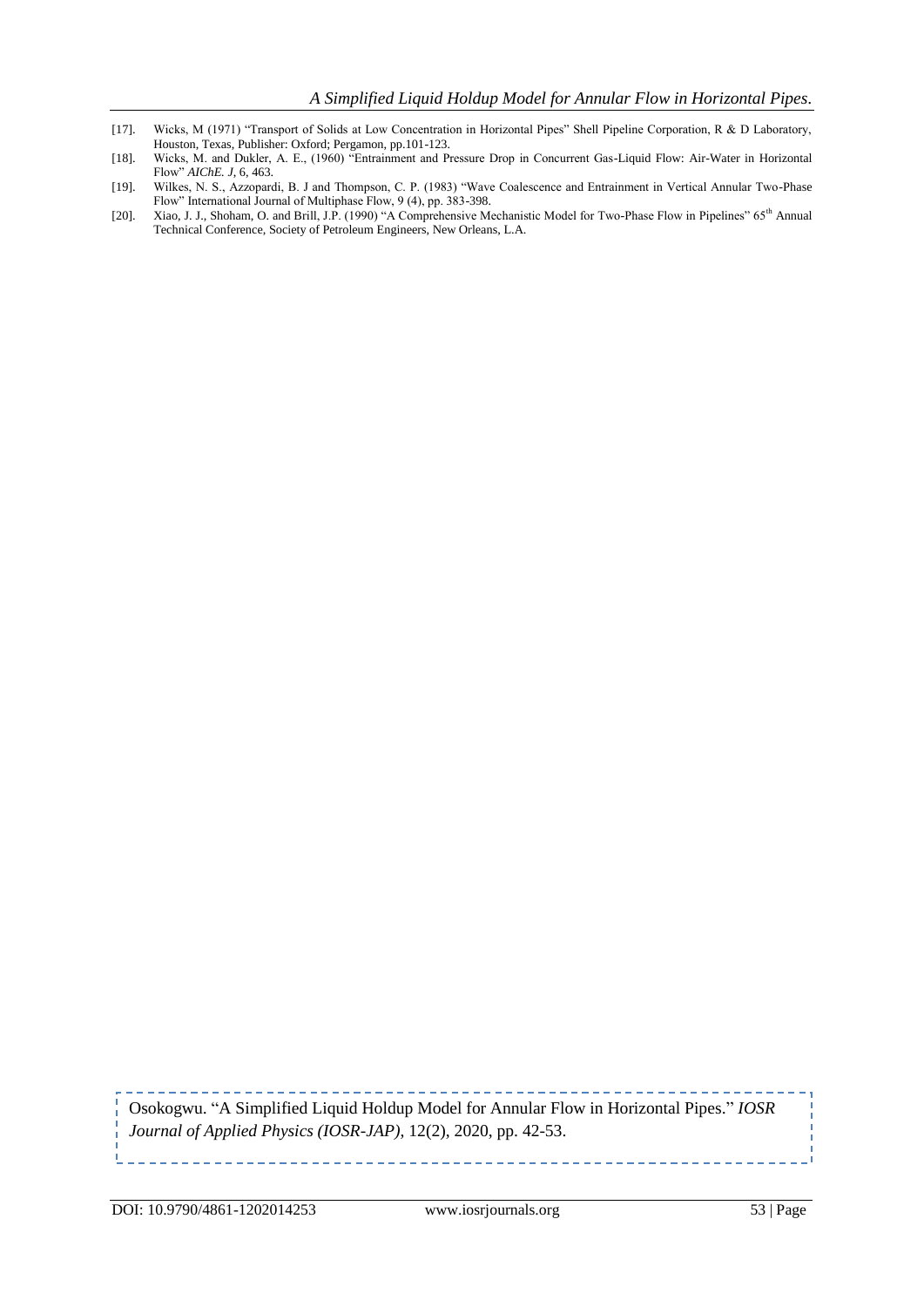[17]. Wicks, M (1971) "Transport of Solids at Low Concentration in Horizontal Pipes" Shell Pipeline Corporation, R & D Laboratory, Houston, Texas, Publisher: Oxford; Pergamon, pp.101-123.

[18]. Wicks, M. and Dukler, A. E., (1960) "Entrainment and Pressure Drop in Concurrent Gas-Liquid Flow: Air-Water in Horizontal Flow" *AIChE. J*, 6, 463.

[19]. Wilkes, N. S., Azzopardi, B. J and Thompson, C. P. (1983) "Wave Coalescence and Entrainment in Vertical Annular Two-Phase Flow" International Journal of Multiphase Flow, 9 (4), pp. 383-398.

[20]. Xiao, J. J., Shoham, O. and Brill, J.P. (1990) "A Comprehensive Mechanistic Model for Two-Phase Flow in Pipelines" 65th Annual Technical Conference, Society of Petroleum Engineers, New Orleans, L.A.

Osokogwu. "A Simplified Liquid Holdup Model for Annular Flow in Horizontal Pipes." *IOSR Journal of Applied Physics (IOSR-JAP)*, 12(2), 2020, pp. 42-53.